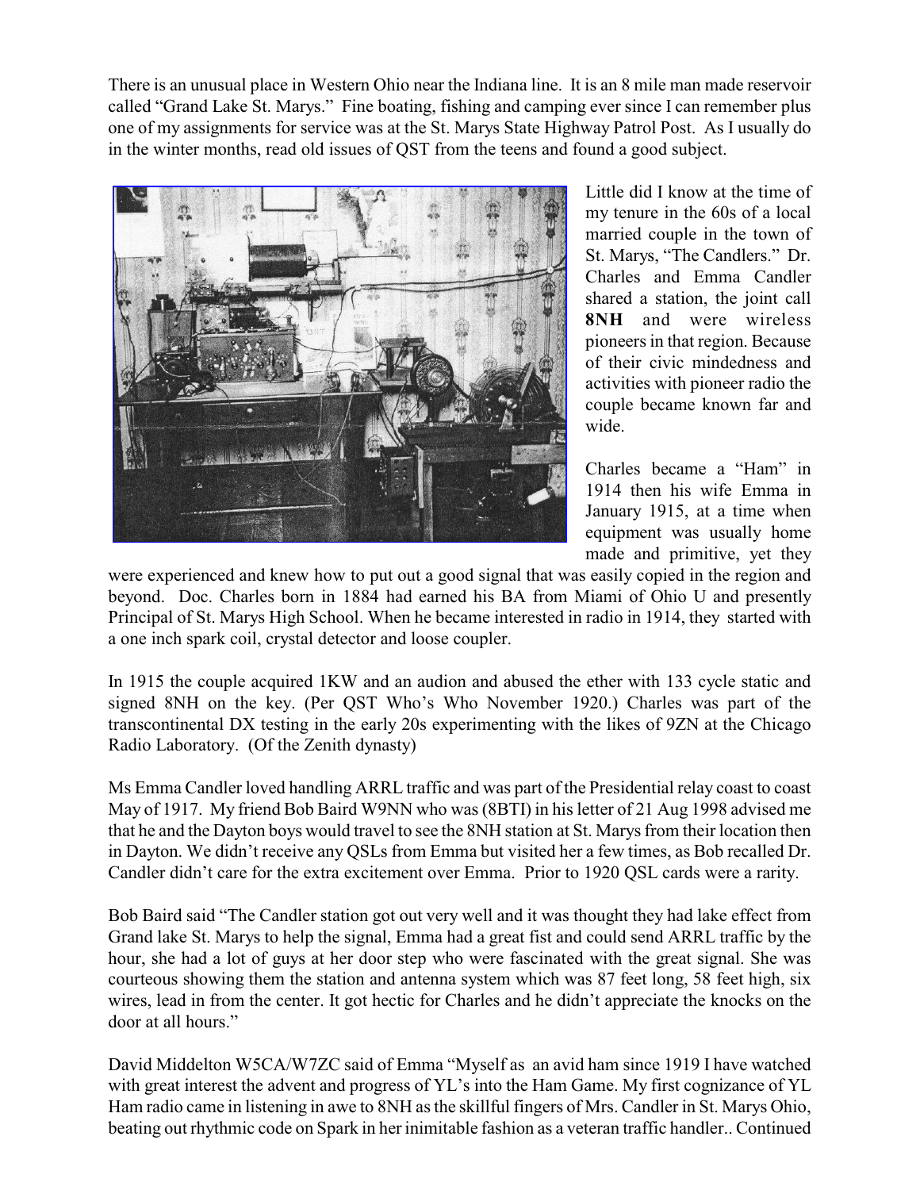There is an unusual place in Western Ohio near the Indiana line. It is an 8 mile man made reservoir called "Grand Lake St. Marys." Fine boating, fishing and camping ever since I can remember plus one of my assignments for service was at the St. Marys State Highway Patrol Post. As I usually do in the winter months, read old issues of QST from the teens and found a good subject.

Little did I know at the time of my tenure in the 60s of a local married couple in the town of St. Marys, "The Candlers." Dr. Charles and Emma Candler shared a station, the joint call **8NH** and were wireless pioneers in that region. Because of their civic mindedness and activities with pioneer radio the couple became known far and wide.

Charles became a "Ham" in 1914 then his wife Emma in January 1915, at a time when equipment was usually home made and primitive, yet they were experienced and knew how to put out a good signal that was easily copied in the region and beyond. Doc. Charles born in 1884 had earned his BA from Miami of Ohio U and presently Principal of St. Marys High School. When he became interested in radio in 1914, they started with a one inch spark coil, crystal detector and loose coupler.

In 1915 the couple acquired 1KW and an audion and abused the ether with 133 cycle static and signed 8NH on the key. (Per QST Who's Who November 1920.) Charles was part of the transcontinental DX testing in the early 20s experimenting with the likes of 9ZN at the Chicago Radio Laboratory. (Of the Zenith dynasty)

Ms Emma Candler loved handling ARRL traffic and was part of the Presidential relay coast to coast May of 1917. My friend Bob Baird W9NN who was (8BTI) in his letter of 21 Aug 1998 advised me that he and the Dayton boys would travel to see the 8NH station at St. Marys from their location then in Dayton. We didn't receive any QSLs from Emma but visited her a few times, as Bob recalled Dr. Candler didn't care for the extra excitement over Emma. Prior to 1920 QSL cards were a rarity.

Bob Baird said "The Candler station got out very well and it was thought they had lake effect from Grand lake St. Marys to help the signal, Emma had a great fist and could send ARRL traffic by the hour, she had a lot of guys at her door step who were fascinated with the great signal. She was courteous showing them the station and antenna system which was 87 feet long, 58 feet high, six wires, lead in from the center. It got hectic for Charles and he didn't appreciate the knocks on the door at all hours."

David Middelton W5CA/W7ZC said of Emma "Myself as an avid ham since 1919 I have watched with great interest the advent and progress of YL's into the Ham Game. My first cognizance of YL Ham radio came in listening in awe to 8NH as the skillful fingers of Mrs. Candler in St. Marys Ohio, beating out rhythmic code on Spark in her inimitable fashion as a veteran traffic handler.. Continued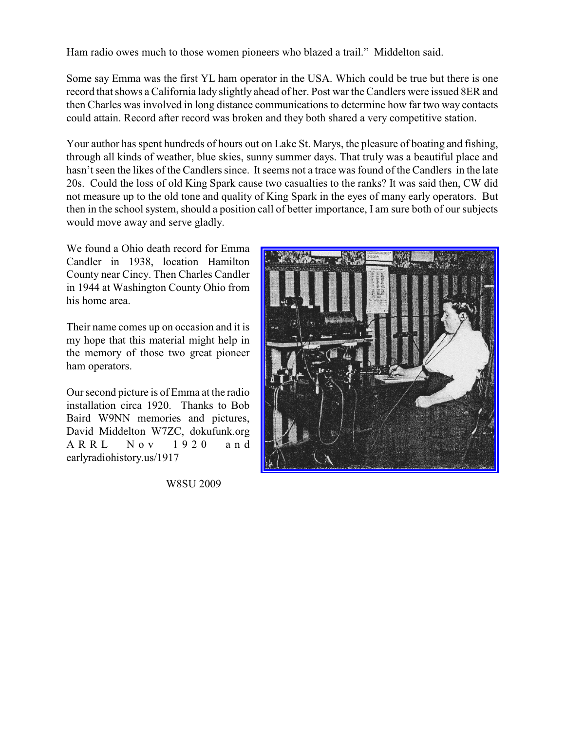Ham radio owes much to those women pioneers who blazed a trail." Middelton said.

Some say Emma was the first YL ham operator in the USA. Which could be true but there is one record that shows a California lady slightly ahead of her. Post war the Candlers were issued 8ER and then Charles was involved in long distance communications to determine how far two way contacts could attain. Record after record was broken and they both shared a very competitive station.

Your author has spent hundreds of hours out on Lake St. Marys, the pleasure of boating and fishing, through all kinds of weather, blue skies, sunny summer days. That truly was a beautiful place and hasn't seen the likes of the Candlers since. It seems not a trace was found of the Candlers in the late 20s. Could the loss of old King Spark cause two casualties to the ranks? It was said then, CW did not measure up to the old tone and quality of King Spark in the eyes of many early operators. But then in the school system, should a position call of better importance, I am sure both of our subjects would move away and serve gladly.

We found a Ohio death record for Emma Candler in 1938, location Hamilton County near Cincy. Then Charles Candler in 1944 at Washington County Ohio from his home area.

Their name comes up on occasion and it is my hope that this material might help in the memory of those two great pioneer ham operators.

Our second picture is of Emma at the radio installation circa 1920. Thanks to Bob Baird W9NN memories and pictures, David Middelton W7ZC, dokufunk.org ARRL Nov 1920 and earlyradiohistory.us/1917

W8SU 2009